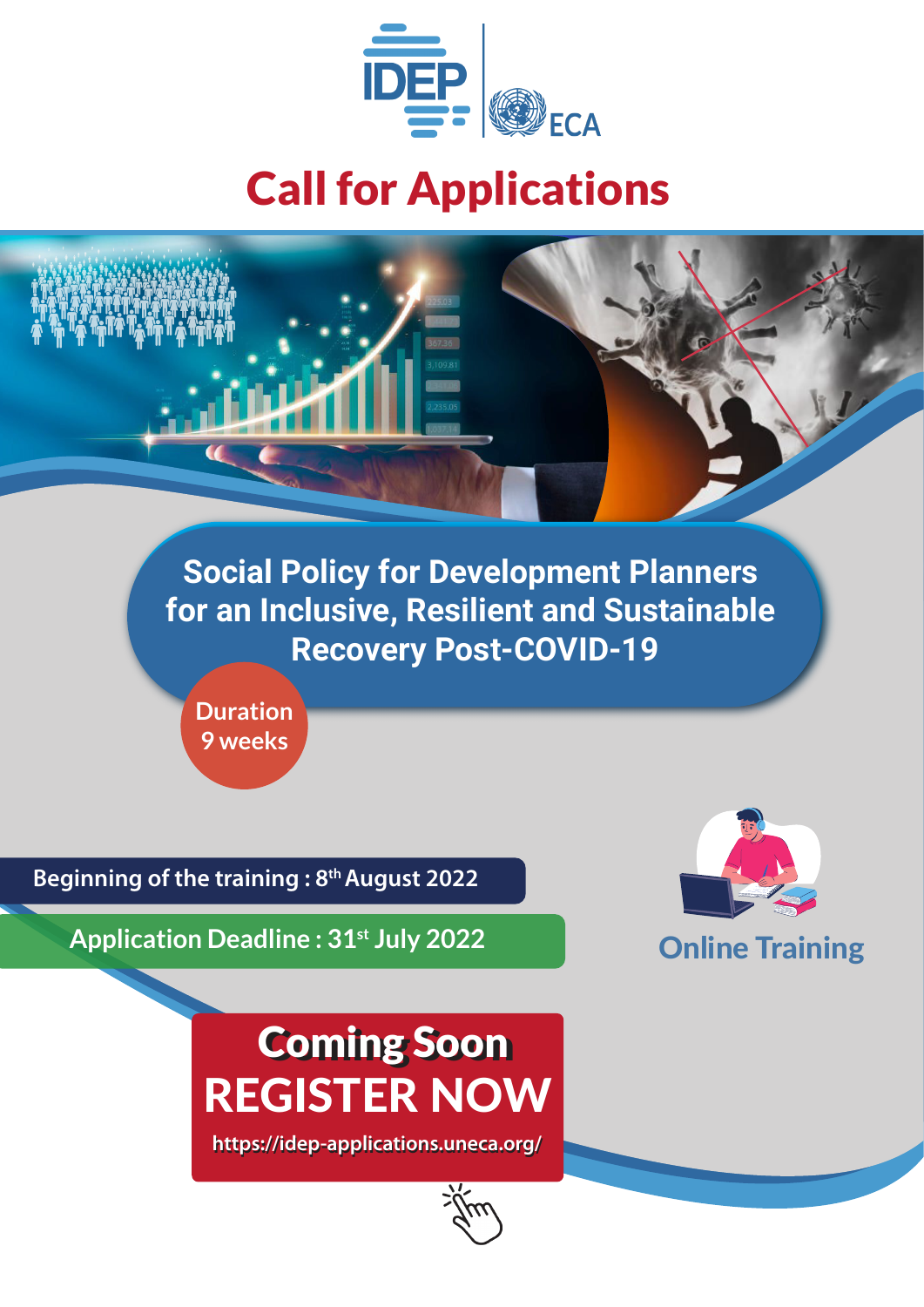IDEP | ECA

# Call for Applications

## Social Policy for Development Planners for an Inclusive, Resilient and Sustainable Recovery Post-COVID-19

Duration
9 weeks

Beginning of the training : 8th August 2022

Application Deadline : 31st July 2022

Online Training

**Coming Soon**
**REGISTER NOW**

https://idep-applications.uneca.org/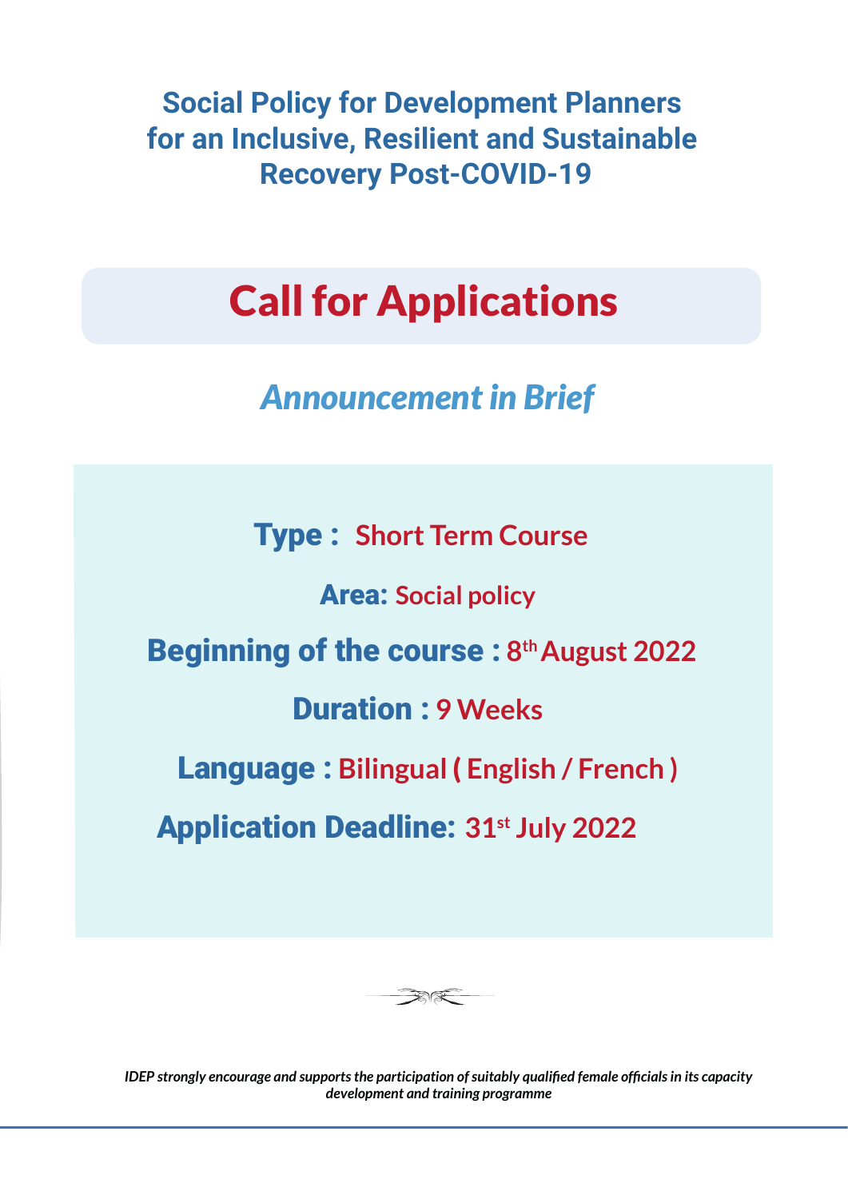# Social Policy for Development Planners for an Inclusive, Resilient and Sustainable Recovery Post-COVID-19

## Call for Applications

### *Announcement in Brief*

**Type :** Short Term Course

**Area:** Social policy

**Beginning of the course :** 8th August 2022

**Duration :** 9 Weeks

**Language :** Bilingual ( English / French )

**Application Deadline:** 31st July 2022

*IDEP strongly encourage and supports the participation of suitably qualified female officials in its capacity development and training programme*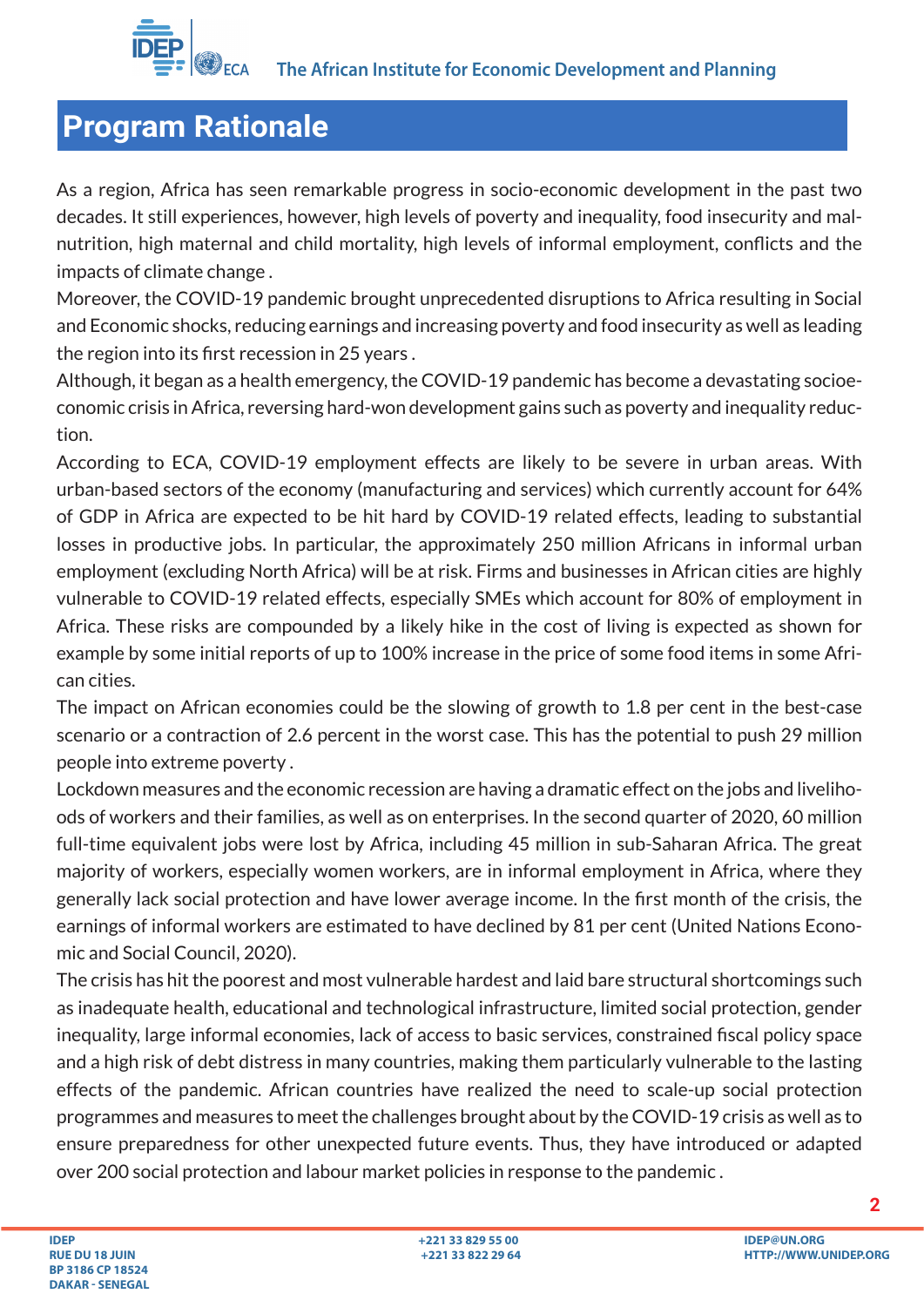# Program Rationale

As a region, Africa has seen remarkable progress in socio-economic development in the past two decades. It still experiences, however, high levels of poverty and inequality, food insecurity and malnutrition, high maternal and child mortality, high levels of informal employment, conflicts and the impacts of climate change .

Moreover, the COVID-19 pandemic brought unprecedented disruptions to Africa resulting in Social and Economic shocks, reducing earnings and increasing poverty and food insecurity as well as leading the region into its first recession in 25 years .

Although, it began as a health emergency, the COVID-19 pandemic has become a devastating socioeconomic crisis in Africa, reversing hard-won development gains such as poverty and inequality reduction.

According to ECA, COVID-19 employment effects are likely to be severe in urban areas. With urban-based sectors of the economy (manufacturing and services) which currently account for 64% of GDP in Africa are expected to be hit hard by COVID-19 related effects, leading to substantial losses in productive jobs. In particular, the approximately 250 million Africans in informal urban employment (excluding North Africa) will be at risk. Firms and businesses in African cities are highly vulnerable to COVID-19 related effects, especially SMEs which account for 80% of employment in Africa. These risks are compounded by a likely hike in the cost of living is expected as shown for example by some initial reports of up to 100% increase in the price of some food items in some African cities.

The impact on African economies could be the slowing of growth to 1.8 per cent in the best-case scenario or a contraction of 2.6 percent in the worst case. This has the potential to push 29 million people into extreme poverty .

Lockdown measures and the economic recession are having a dramatic effect on the jobs and livelihoods of workers and their families, as well as on enterprises. In the second quarter of 2020, 60 million full-time equivalent jobs were lost by Africa, including 45 million in sub-Saharan Africa. The great majority of workers, especially women workers, are in informal employment in Africa, where they generally lack social protection and have lower average income. In the first month of the crisis, the earnings of informal workers are estimated to have declined by 81 per cent (United Nations Economic and Social Council, 2020).

The crisis has hit the poorest and most vulnerable hardest and laid bare structural shortcomings such as inadequate health, educational and technological infrastructure, limited social protection, gender inequality, large informal economies, lack of access to basic services, constrained fiscal policy space and a high risk of debt distress in many countries, making them particularly vulnerable to the lasting effects of the pandemic. African countries have realized the need to scale-up social protection programmes and measures to meet the challenges brought about by the COVID-19 crisis as well as to ensure preparedness for other unexpected future events. Thus, they have introduced or adapted over 200 social protection and labour market policies in response to the pandemic .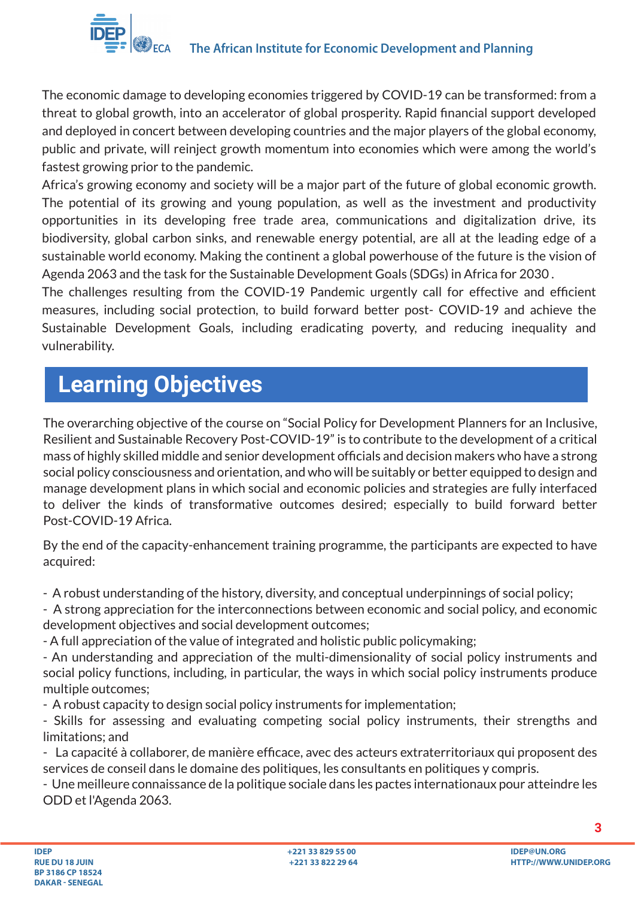The economic damage to developing economies triggered by COVID-19 can be transformed: from a threat to global growth, into an accelerator of global prosperity. Rapid financial support developed and deployed in concert between developing countries and the major players of the global economy, public and private, will reinject growth momentum into economies which were among the world's fastest growing prior to the pandemic.

Africa's growing economy and society will be a major part of the future of global economic growth. The potential of its growing and young population, as well as the investment and productivity opportunities in its developing free trade area, communications and digitalization drive, its biodiversity, global carbon sinks, and renewable energy potential, are all at the leading edge of a sustainable world economy. Making the continent a global powerhouse of the future is the vision of Agenda 2063 and the task for the Sustainable Development Goals (SDGs) in Africa for 2030 .

The challenges resulting from the COVID-19 Pandemic urgently call for effective and efficient measures, including social protection, to build forward better post- COVID-19 and achieve the Sustainable Development Goals, including eradicating poverty, and reducing inequality and vulnerability.

## Learning Objectives

The overarching objective of the course on "Social Policy for Development Planners for an Inclusive, Resilient and Sustainable Recovery Post-COVID-19" is to contribute to the development of a critical mass of highly skilled middle and senior development officials and decision makers who have a strong social policy consciousness and orientation, and who will be suitably or better equipped to design and manage development plans in which social and economic policies and strategies are fully interfaced to deliver the kinds of transformative outcomes desired; especially to build forward better Post-COVID-19 Africa.

By the end of the capacity-enhancement training programme, the participants are expected to have acquired:

- A robust understanding of the history, diversity, and conceptual underpinnings of social policy;
- A strong appreciation for the interconnections between economic and social policy, and economic development objectives and social development outcomes;
- A full appreciation of the value of integrated and holistic public policymaking;
- An understanding and appreciation of the multi-dimensionality of social policy instruments and social policy functions, including, in particular, the ways in which social policy instruments produce multiple outcomes;
- A robust capacity to design social policy instruments for implementation;
- Skills for assessing and evaluating competing social policy instruments, their strengths and limitations; and
- La capacité à collaborer, de manière efficace, avec des acteurs extraterritoriaux qui proposent des services de conseil dans le domaine des politiques, les consultants en politiques y compris.
- Une meilleure connaissance de la politique sociale dans les pactes internationaux pour atteindre les ODD et l'Agenda 2063.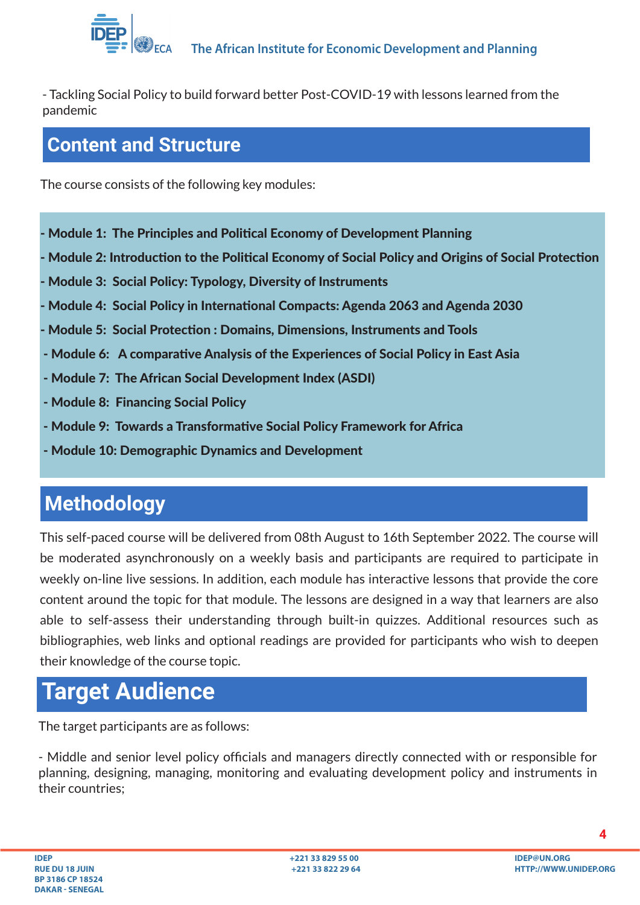- Tackling Social Policy to build forward better Post-COVID-19 with lessons learned from the pandemic

## Content and Structure

The course consists of the following key modules:

- **Module 1: The Principles and Political Economy of Development Planning**
- **Module 2: Introduction to the Political Economy of Social Policy and Origins of Social Protection**
- **Module 3: Social Policy: Typology, Diversity of Instruments**
- **Module 4: Social Policy in International Compacts: Agenda 2063 and Agenda 2030**
- **Module 5: Social Protection : Domains, Dimensions, Instruments and Tools**
- **Module 6: A comparative Analysis of the Experiences of Social Policy in East Asia**
- **Module 7: The African Social Development Index (ASDI)**
- **Module 8: Financing Social Policy**
- **Module 9: Towards a Transformative Social Policy Framework for Africa**
- **Module 10: Demographic Dynamics and Development**

## Methodology

This self-paced course will be delivered from 08th August to 16th September 2022. The course will be moderated asynchronously on a weekly basis and participants are required to participate in weekly on-line live sessions. In addition, each module has interactive lessons that provide the core content around the topic for that module. The lessons are designed in a way that learners are also able to self-assess their understanding through built-in quizzes. Additional resources such as bibliographies, web links and optional readings are provided for participants who wish to deepen their knowledge of the course topic.

## Target Audience

The target participants are as follows:

- Middle and senior level policy officials and managers directly connected with or responsible for planning, designing, managing, monitoring and evaluating development policy and instruments in their countries;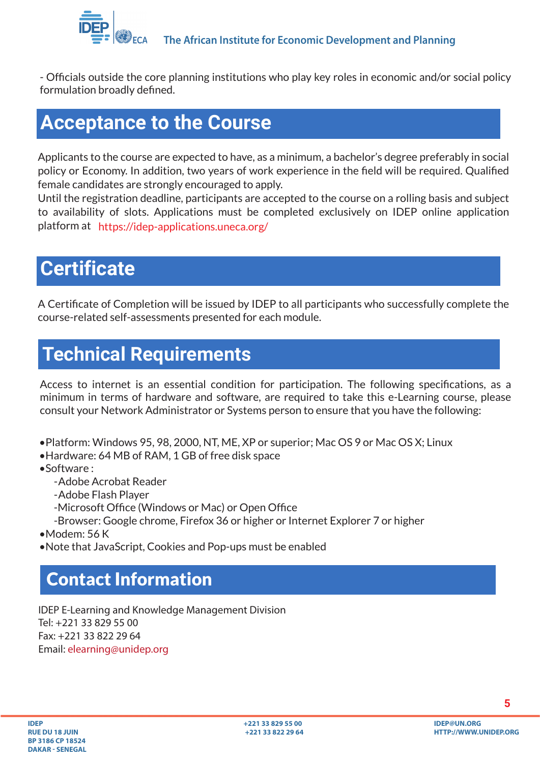- Officials outside the core planning institutions who play key roles in economic and/or social policy formulation broadly defined.

## Acceptance to the Course

Applicants to the course are expected to have, as a minimum, a bachelor's degree preferably in social policy or Economy. In addition, two years of work experience in the field will be required. Qualified female candidates are strongly encouraged to apply.
Until the registration deadline, participants are accepted to the course on a rolling basis and subject to availability of slots. Applications must be completed exclusively on IDEP online application platform at https://idep-applications.uneca.org/

## Certificate

A Certificate of Completion will be issued by IDEP to all participants who successfully complete the course-related self-assessments presented for each module.

## Technical Requirements

Access to internet is an essential condition for participation. The following specifications, as a minimum in terms of hardware and software, are required to take this e-Learning course, please consult your Network Administrator or Systems person to ensure that you have the following:

- Platform: Windows 95, 98, 2000, NT, ME, XP or superior; Mac OS 9 or Mac OS X; Linux
- Hardware: 64 MB of RAM, 1 GB of free disk space
- Software :
  - Adobe Acrobat Reader
  - Adobe Flash Player
  - Microsoft Office (Windows or Mac) or Open Office
  - Browser: Google chrome, Firefox 36 or higher or Internet Explorer 7 or higher
- Modem: 56 K
- Note that JavaScript, Cookies and Pop-ups must be enabled

## Contact Information

IDEP E-Learning and Knowledge Management Division
Tel: +221 33 829 55 00
Fax: +221 33 822 29 64
Email: elearning@unidep.org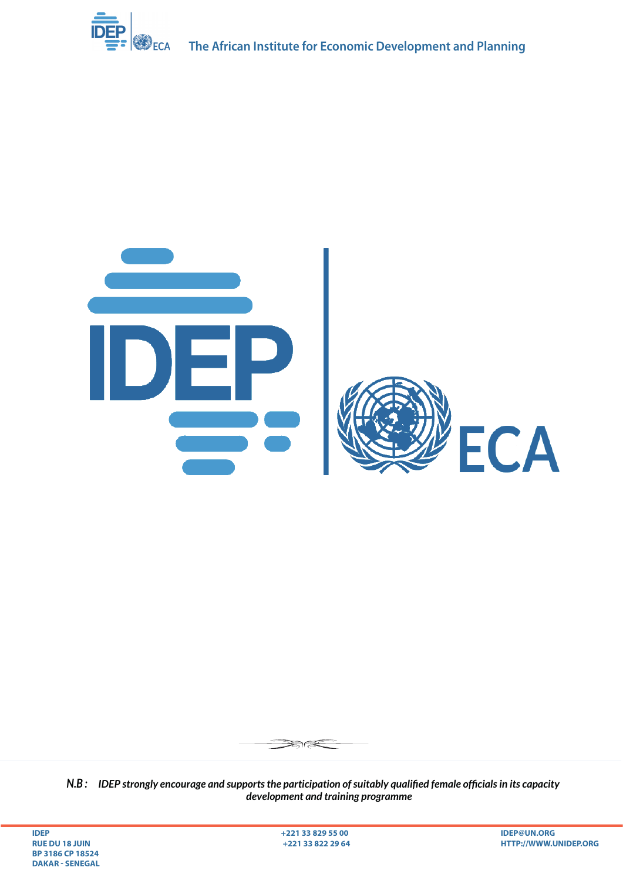*N.B : IDEP strongly encourage and supports the participation of suitably qualified female officials in its capacity development and training programme*

IDEP
RUE DU 18 JUIN
BP 3186 CP 18524
DAKAR - SENEGAL

+221 33 829 55 00
+221 33 822 29 64

IDEP@UN.ORG
HTTP://WWW.UNIDEP.ORG